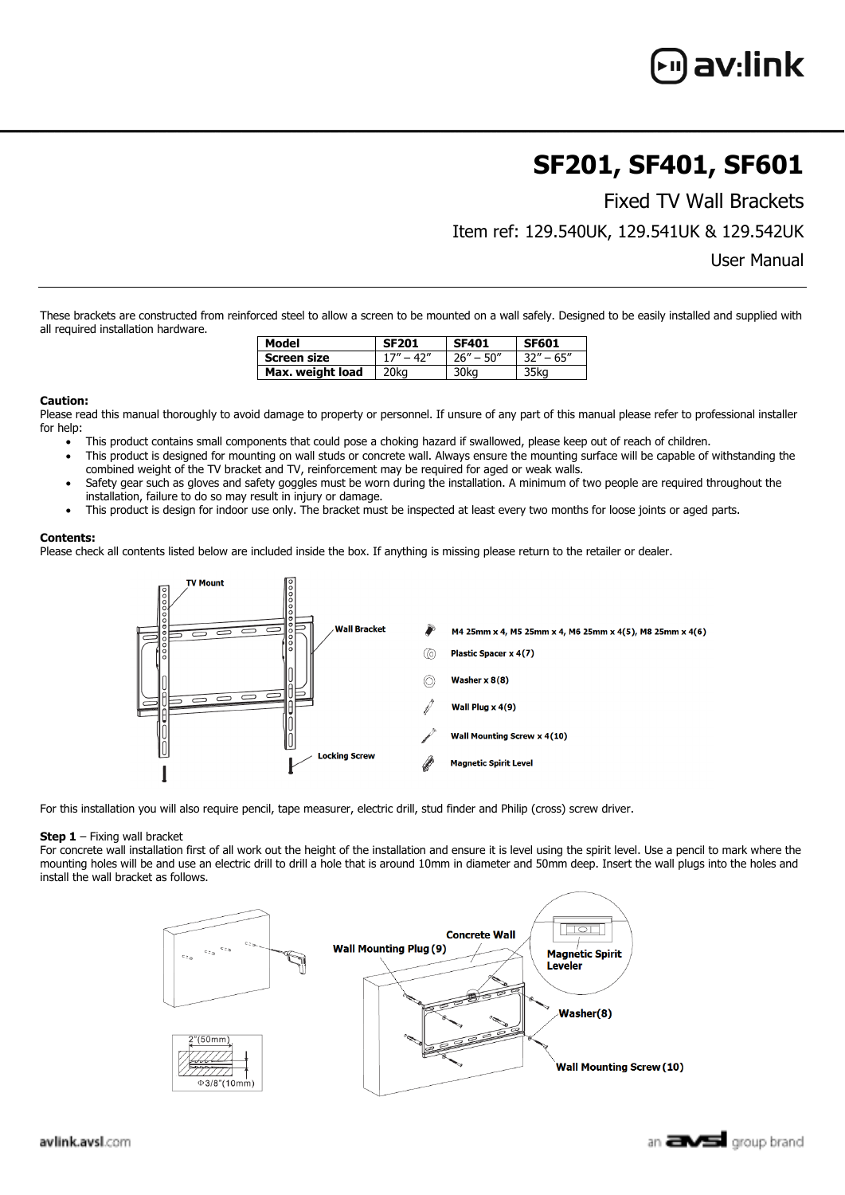# SF201, SF401, SF601

## Fixed TV Wall Brackets

Item ref: 129.540UK, 129.541UK & 129.542UK

User Manual

These brackets are constructed from reinforced steel to allow a screen to be mounted on a wall safely. Designed to be easily installed and supplied with all required installation hardware.

| Model | SF201 | SF401 | SF601 |
|---|---|---|---|
| Screen size | 17" – 42" | 26" – 50" | 32" – 65" |
| Max. weight load | 20kg | 30kg | 35kg |

**Caution:**

Please read this manual thoroughly to avoid damage to property or personnel. If unsure of any part of this manual please refer to professional installer for help:

- This product contains small components that could pose a choking hazard if swallowed, please keep out of reach of children.
- This product is designed for mounting on wall studs or concrete wall. Always ensure the mounting surface will be capable of withstanding the combined weight of the TV bracket and TV, reinforcement may be required for aged or weak walls.
- Safety gear such as gloves and safety goggles must be worn during the installation. A minimum of two people are required throughout the installation, failure to do so may result in injury or damage.
- This product is design for indoor use only. The bracket must be inspected at least every two months for loose joints or aged parts.

**Contents:**

Please check all contents listed below are included inside the box. If anything is missing please return to the retailer or dealer.

TV Mount

Wall Bracket

Locking Screw

M4 25mm x 4, M5 25mm x 4, M6 25mm x 4(5), M8 25mm x 4(6)

Plastic Spacer x 4(7)

Washer x 8(8)

Wall Plug x 4(9)

Wall Mounting Screw x 4(10)

Magnetic Spirit Level

For this installation you will also require pencil, tape measurer, electric drill, stud finder and Philip (cross) screw driver.

**Step 1** – Fixing wall bracket

For concrete wall installation first of all work out the height of the installation and ensure it is level using the spirit level. Use a pencil to mark where the mounting holes will be and use an electric drill to drill a hole that is around 10mm in diameter and 50mm deep. Insert the wall plugs into the holes and install the wall bracket as follows.

2"(50mm)

Φ3/8"(10mm)

Concrete Wall

Wall Mounting Plug (9)

Magnetic Spirit Leveler

Washer(8)

Wall Mounting Screw (10)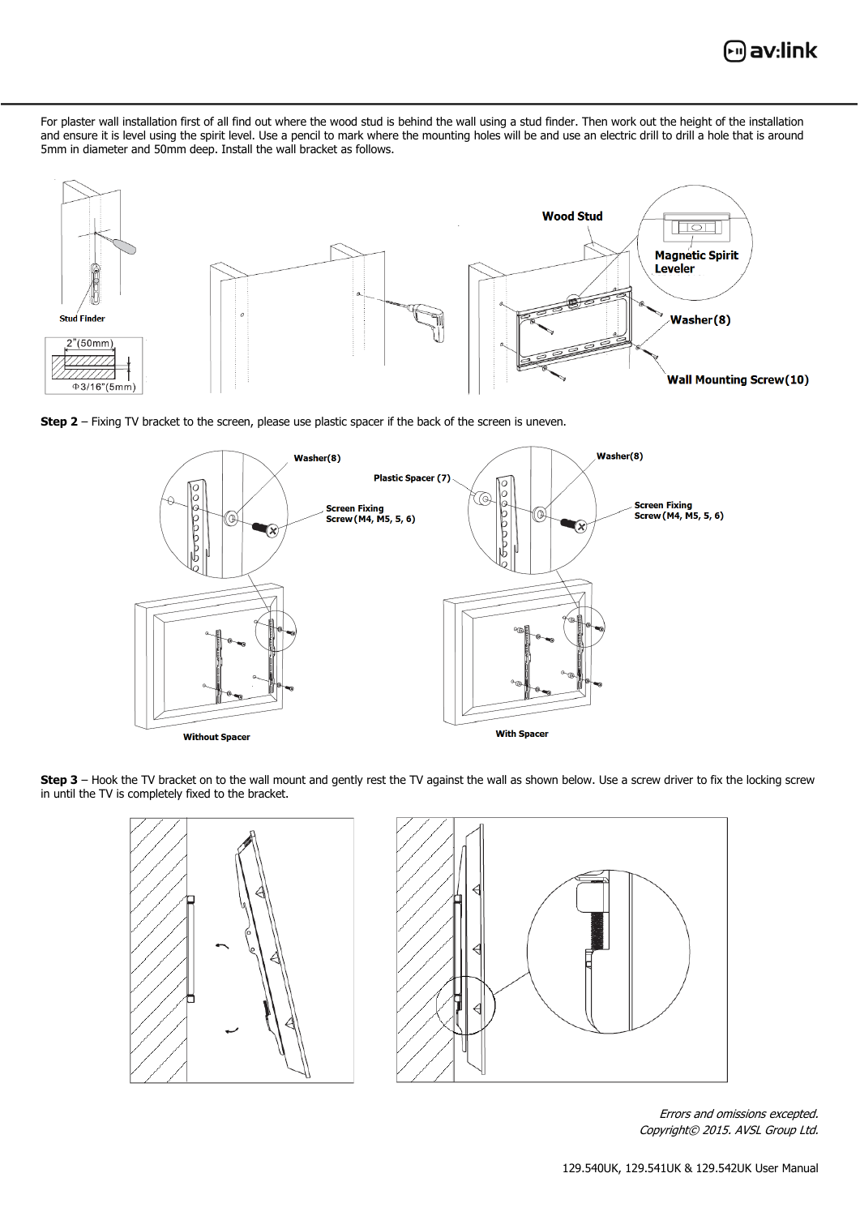For plaster wall installation first of all find out where the wood stud is behind the wall using a stud finder. Then work out the height of the installation and ensure it is level using the spirit level. Use a pencil to mark where the mounting holes will be and use an electric drill to drill a hole that is around 5mm in diameter and 50mm deep. Install the wall bracket as follows.

Stud Finder

2"(50mm)

Φ3/16"(5mm)

Wood Stud

Magnetic Spirit Leveler

Washer(8)

Wall Mounting Screw(10)

**Step 2** – Fixing TV bracket to the screen, please use plastic spacer if the back of the screen is uneven.

Washer(8)

Screen Fixing Screw(M4, M5, 5, 6)

Without Spacer

Washer(8)

Plastic Spacer (7)

Screen Fixing Screw(M4, M5, 5, 6)

With Spacer

**Step 3** – Hook the TV bracket on to the wall mount and gently rest the TV against the wall as shown below. Use a screw driver to fix the locking screw in until the TV is completely fixed to the bracket.

*Errors and omissions excepted.*
*Copyright© 2015. AVSL Group Ltd.*

129.540UK, 129.541UK & 129.542UK User Manual